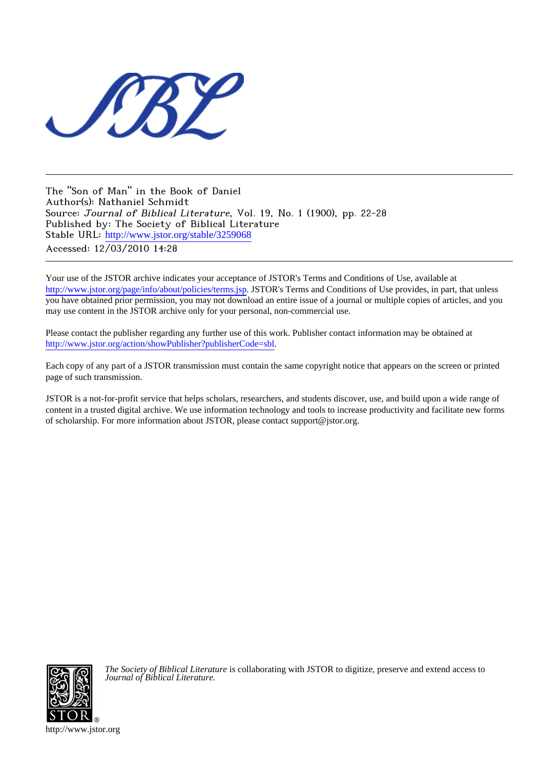The "Son of Man" in the Book of Daniel
Author(s): Nathaniel Schmidt
Source: *Journal of Biblical Literature*, Vol. 19, No. 1 (1900), pp. 22-28
Published by: The Society of Biblical Literature
Stable URL: http://www.jstor.org/stable/3259068
Accessed: 12/03/2010 14:28

---

Your use of the JSTOR archive indicates your acceptance of JSTOR's Terms and Conditions of Use, available at http://www.jstor.org/page/info/about/policies/terms.jsp. JSTOR's Terms and Conditions of Use provides, in part, that unless you have obtained prior permission, you may not download an entire issue of a journal or multiple copies of articles, and you may use content in the JSTOR archive only for your personal, non-commercial use.

Please contact the publisher regarding any further use of this work. Publisher contact information may be obtained at http://www.jstor.org/action/showPublisher?publisherCode=sbl.

Each copy of any part of a JSTOR transmission must contain the same copyright notice that appears on the screen or printed page of such transmission.

JSTOR is a not-for-profit service that helps scholars, researchers, and students discover, use, and build upon a wide range of content in a trusted digital archive. We use information technology and tools to increase productivity and facilitate new forms of scholarship. For more information about JSTOR, please contact support@jstor.org.

*The Society of Biblical Literature* is collaborating with JSTOR to digitize, preserve and extend access to *Journal of Biblical Literature.*

http://www.jstor.org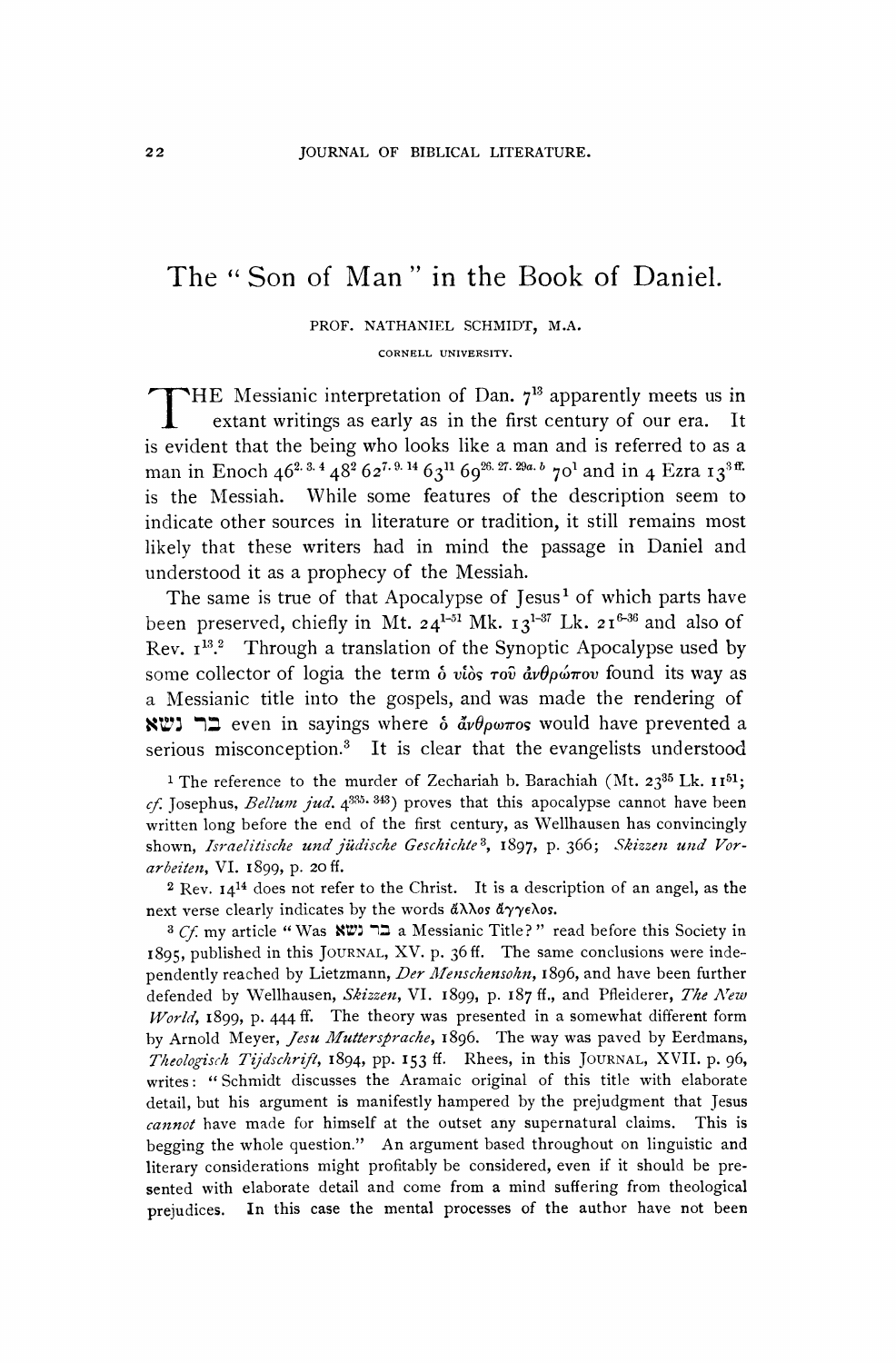# The "Son of Man" in the Book of Daniel.

PROF. NATHANIEL SCHMIDT, M.A.

CORNELL UNIVERSITY.

THE Messianic interpretation of Dan. 7[13] apparently meets us in extant writings as early as in the first century of our era. It is evident that the being who looks like a man and is referred to as a man in Enoch 46[2. 3. 4] 48[2] 62[7. 9. 14] 63[11] 69[26. 27. 29a. b] 70[1] and in 4 Ezra 13[3 ff.] is the Messiah. While some features of the description seem to indicate other sources in literature or tradition, it still remains most likely that these writers had in mind the passage in Daniel and understood it as a prophecy of the Messiah.

The same is true of that Apocalypse of Jesus[1] of which parts have been preserved, chiefly in Mt. 24[1-51] Mk. 13[1-37] Lk. 21[6-36] and also of Rev. 1[13].[2] Through a translation of the Synoptic Apocalypse used by some collector of logia the term ὁ υἱὸς τοῦ ἀνθρώπου found its way as a Messianic title into the gospels, and was made the rendering of בר נשא even in sayings where ὁ ἄνθρωπος would have prevented a serious misconception.[3] It is clear that the evangelists understood

[1] The reference to the murder of Zechariah b. Barachiah (Mt. 23[35] Lk. 11[51]; *cf.* Josephus, *Bellum jud.* 4[335. 343]) proves that this apocalypse cannot have been written long before the end of the first century, as Wellhausen has convincingly shown, *Israelitische und jüdische Geschichte*[3], 1897, p. 366; *Skizzen und Vorarbeiten*, VI. 1899, p. 20 ff.

[2] Rev. 14[14] does not refer to the Christ. It is a description of an angel, as the next verse clearly indicates by the words ἄλλος ἄγγελος.

[3] *Cf.* my article "Was בר נשא a Messianic Title?" read before this Society in 1895, published in this JOURNAL, XV. p. 36 ff. The same conclusions were independently reached by Lietzmann, *Der Menschensohn*, 1896, and have been further defended by Wellhausen, *Skizzen*, VI. 1899, p. 187 ff., and Pfleiderer, *The New World*, 1899, p. 444 ff. The theory was presented in a somewhat different form by Arnold Meyer, *Jesu Muttersprache*, 1896. The way was paved by Eerdmans, *Theologisch Tijdschrift*, 1894, pp. 153 ff. Rhees, in this JOURNAL, XVII. p. 96, writes: "Schmidt discusses the Aramaic original of this title with elaborate detail, but his argument is manifestly hampered by the prejudgment that Jesus *cannot* have made for himself at the outset any supernatural claims. This is begging the whole question." An argument based throughout on linguistic and literary considerations might profitably be considered, even if it should be presented with elaborate detail and come from a mind suffering from theological prejudices. In this case the mental processes of the author have not been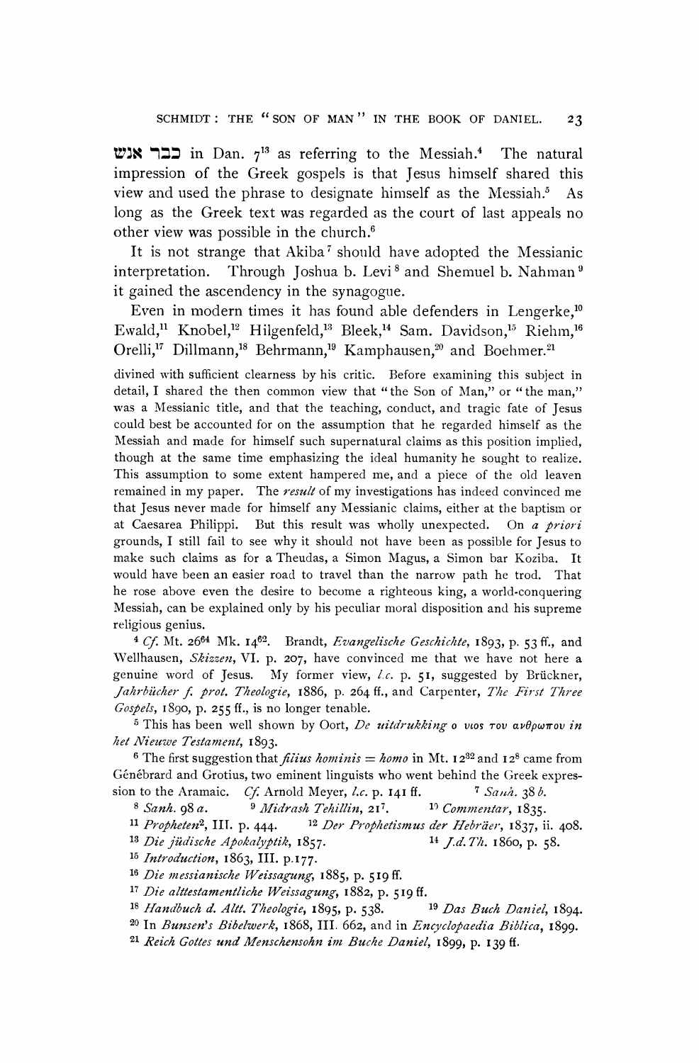כבר אנש in Dan. 7[13] as referring to the Messiah.[4] The natural impression of the Greek gospels is that Jesus himself shared this view and used the phrase to designate himself as the Messiah.[5] As long as the Greek text was regarded as the court of last appeals no other view was possible in the church.[6]

It is not strange that Akiba[7] should have adopted the Messianic interpretation. Through Joshua b. Levi[8] and Shemuel b. Nahman[9] it gained the ascendency in the synagogue.

Even in modern times it has found able defenders in Lengerke,[10] Ewald,[11] Knobel,[12] Hilgenfeld,[13] Bleek,[14] Sam. Davidson,[15] Riehm,[16] Orelli,[17] Dillmann,[18] Behrmann,[19] Kamphausen,[20] and Boehmer.[21]

divined with sufficient clearness by his critic. Before examining this subject in detail, I shared the then common view that "the Son of Man," or "the man," was a Messianic title, and that the teaching, conduct, and tragic fate of Jesus could best be accounted for on the assumption that he regarded himself as the Messiah and made for himself such supernatural claims as this position implied, though at the same time emphasizing the ideal humanity he sought to realize. This assumption to some extent hampered me, and a piece of the old leaven remained in my paper. The *result* of my investigations has indeed convinced me that Jesus never made for himself any Messianic claims, either at the baptism or at Caesarea Philippi. But this result was wholly unexpected. On *a priori* grounds, I still fail to see why it should not have been as possible for Jesus to make such claims as for a Theudas, a Simon Magus, a Simon bar Koziba. It would have been an easier road to travel than the narrow path he trod. That he rose above even the desire to become a righteous king, a world-conquering Messiah, can be explained only by his peculiar moral disposition and his supreme religious genius.

[4] *Cf.* Mt. 26[64] Mk. 14[62]. Brandt, *Evangelische Geschichte*, 1893, p. 53 ff., and Wellhausen, *Skizzen*, VI. p. 207, have convinced me that we have not here a genuine word of Jesus. My former view, *l.c.* p. 51, suggested by Brückner, *Jahrbücher f. prot. Theologie*, 1886, p. 264 ff., and Carpenter, *The First Three Gospels*, 1890, p. 255 ff., is no longer tenable.

[5] This has been well shown by Oort, *De uitdrukking ο υιος του ανθρωπου in het Nieuwe Testament*, 1893.

[6] The first suggestion that *filius hominis* = *homo* in Mt. 12[32] and 12[8] came from Génébrard and Grotius, two eminent linguists who went behind the Greek expression to the Aramaic. *Cf.* Arnold Meyer, *l.c.* p. 141 ff.

[7] *Sanh.* 38 *b*.

[8] *Sanh.* 98 *a*.

[9] *Midrash Tehillin*, 21[7].

[10] *Commentar*, 1835.

[11] *Propheten*[2], III. p. 444.

[12] *Der Prophetismus der Hebräer*, 1837, ii. 408.

[13] *Die jüdische Apokalyptik*, 1857.

[14] *J.d.Th.* 1860, p. 58.

[15] *Introduction*, 1863, III. p. 177.

[16] *Die messianische Weissagung*, 1885, p. 519 ff.

[17] *Die alttestamentliche Weissagung*, 1882, p. 519 ff.

[18] *Handbuch d. Altt. Theologie*, 1895, p. 538.

[19] *Das Buch Daniel*, 1894.

[20] In *Bunsen's Bibelwerk*, 1868, III. 662, and in *Encyclopaedia Biblica*, 1899.

[21] *Reich Gottes und Menschensohn im Buche Daniel*, 1899, p. 139 ff.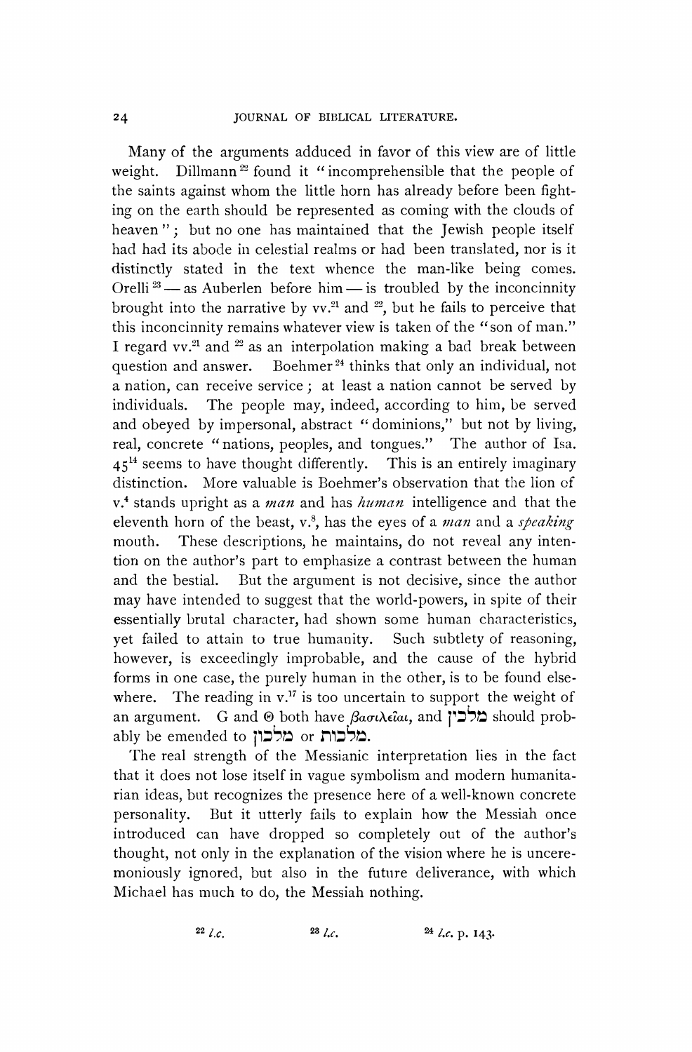Many of the arguments adduced in favor of this view are of little weight. Dillmann[22] found it "incomprehensible that the people of the saints against whom the little horn has already before been fighting on the earth should be represented as coming with the clouds of heaven"; but no one has maintained that the Jewish people itself had had its abode in celestial realms or had been translated, nor is it distinctly stated in the text whence the man-like being comes. Orelli[23] — as Auberlen before him — is troubled by the inconcinnity brought into the narrative by vv.[21] and [22], but he fails to perceive that this inconcinnity remains whatever view is taken of the "son of man." I regard vv.[21] and [22] as an interpolation making a bad break between question and answer. Boehmer[24] thinks that only an individual, not a nation, can receive service; at least a nation cannot be served by individuals. The people may, indeed, according to him, be served and obeyed by impersonal, abstract "dominions," but not by living, real, concrete "nations, peoples, and tongues." The author of Isa. 45[14] seems to have thought differently. This is an entirely imaginary distinction. More valuable is Boehmer's observation that the lion of v.[4] stands upright as a *man* and has *human* intelligence and that the eleventh horn of the beast, v.[8], has the eyes of a *man* and a *speaking* mouth. These descriptions, he maintains, do not reveal any intention on the author's part to emphasize a contrast between the human and the bestial. But the argument is not decisive, since the author may have intended to suggest that the world-powers, in spite of their essentially brutal character, had shown some human characteristics, yet failed to attain to true humanity. Such subtlety of reasoning, however, is exceedingly improbable, and the cause of the hybrid forms in one case, the purely human in the other, is to be found elsewhere. The reading in v.[17] is too uncertain to support the weight of an argument. G and Θ both have βασιλεῖαι, and מלכין should probably be emended to מלכון or מלכות.

The real strength of the Messianic interpretation lies in the fact that it does not lose itself in vague symbolism and modern humanitarian ideas, but recognizes the presence here of a well-known concrete personality. But it utterly fails to explain how the Messiah once introduced can have dropped so completely out of the author's thought, not only in the explanation of the vision where he is unceremoniously ignored, but also in the future deliverance, with which Michael has much to do, the Messiah nothing.

[22] *l.c.* [23] *l.c.* [24] *l.c.* p. 143.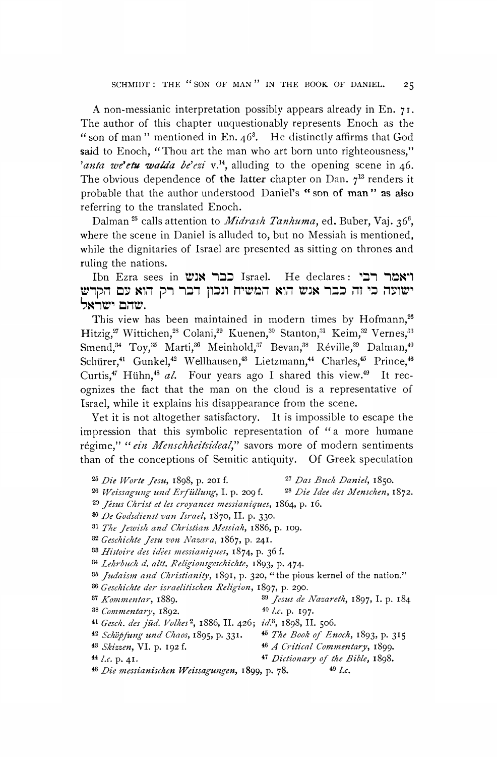A non-messianic interpretation possibly appears already in En. 71. The author of this chapter unquestionably represents Enoch as the "son of man" mentioned in En. $46^3$. He distinctly affirms that God said to Enoch, "Thou art the man who art born unto righteousness," *'anta we'etu walda be'ezi* v.[14], alluding to the opening scene in 46. The obvious dependence of the latter chapter on Dan. $7^{13}$ renders it probable that the author understood Daniel's "son of man" as also referring to the translated Enoch.

Dalman[25] calls attention to *Midrash Tanhuma*, ed. Buber, Vaj. $36^6$, where the scene in Daniel is alluded to, but no Messiah is mentioned, while the dignitaries of Israel are presented as sitting on thrones and ruling the nations.

Ibn Ezra sees in כבר אנש Israel. He declares: ויאמר רבי ישועה כי זה כבר אנש הוא המשיח ונכון דבר רק הוא עם הקדש שהם ישראל.

This view has been maintained in modern times by Hofmann,[26] Hitzig,[27] Wittichen,[28] Colani,[29] Kuenen,[30] Stanton,[31] Keim,[32] Vernes,[33] Smend,[34] Toy,[35] Marti,[36] Meinhold,[37] Bevan,[38] Réville,[39] Dalman,[40] Schürer,[41] Gunkel,[42] Wellhausen,[43] Lietzmann,[44] Charles,[45] Prince,[46] Curtis,[47] Hühn,[48] *al.* Four years ago I shared this view.[49] It recognizes the fact that the man on the cloud is a representative of Israel, while it explains his disappearance from the scene.

Yet it is not altogether satisfactory. It is impossible to escape the impression that this symbolic representation of "a more humane régime," "*ein Menschheitsideal*," savors more of modern sentiments than of the conceptions of Semitic antiquity. Of Greek speculation

---

[25] *Die Worte Jesu*, 1898, p. 201 f.

[26] *Weissagung und Erfüllung*, I. p. 209 f.

[27] *Das Buch Daniel*, 1850.

[28] *Die Idee des Menschen*, 1872.

[29] *Jésus Christ et les croyances messianiques*, 1864, p. 16.

[30] *De Godsdienst van Israel*, 1870, II. p. 330.

[31] *The Jewish and Christian Messiah*, 1886, p. 109.

[32] *Geschichte Jesu von Nazara*, 1867, p. 241.

[33] *Histoire des idées messianiques*, 1874, p. 36 f.

[34] *Lehrbuch d. altt. Religionsgeschichte*, 1893, p. 474.

[35] *Judaism and Christianity*, 1891, p. 320, "the pious kernel of the nation."

[36] *Geschichte der israelitischen Religion*, 1897, p. 290.

[37] *Kommentar*, 1889.

[38] *Commentary*, 1892.

[39] *Jesus de Nazareth*, 1897, I. p. 184

[40] *l.c.* p. 197.

[41] *Gesch. des jüd. Volkes*², 1886, II. 426; *id.*³, 1898, II. 506.

[42] *Schöpfung und Chaos*, 1895, p. 331.

[43] *Skizzen*, VI. p. 192 f.

[44] *l.c.* p. 41.

[45] *The Book of Enoch*, 1893, p. 315

[46] *A Critical Commentary*, 1899.

[47] *Dictionary of the Bible*, 1898.

[48] *Die messianischen Weissagungen*, 1899, p. 78.

[49] *l.c.*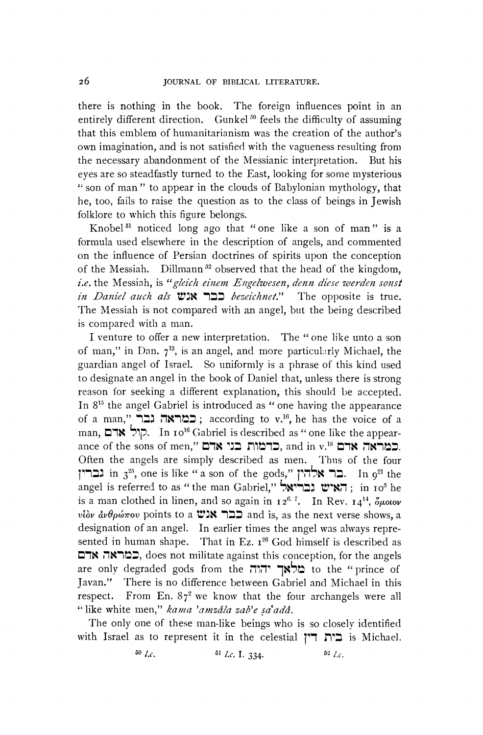there is nothing in the book. The foreign influences point in an entirely different direction. Gunkel[50] feels the difficulty of assuming that this emblem of humanitarianism was the creation of the author's own imagination, and is not satisfied with the vagueness resulting from the necessary abandonment of the Messianic interpretation. But his eyes are so steadfastly turned to the East, looking for some mysterious "son of man" to appear in the clouds of Babylonian mythology, that he, too, fails to raise the question as to the class of beings in Jewish folklore to which this figure belongs.

Knobel[51] noticed long ago that "one like a son of man" is a formula used elsewhere in the description of angels, and commented on the influence of Persian doctrines of spirits upon the conception of the Messiah. Dillmann[52] observed that the head of the kingdom, *i.e.* the Messiah, is *"gleich einem Engelwesen, denn diese werden sonst in Daniel auch als* כבר אנש *bezeichnet."* The opposite is true. The Messiah is not compared with an angel, but the being described is compared with a man.

I venture to offer a new interpretation. The "one like unto a son of man," in Dan. 7[13], is an angel, and more particularly Michael, the guardian angel of Israel. So uniformly is a phrase of this kind used to designate an angel in the book of Daniel that, unless there is strong reason for seeking a different explanation, this should be accepted. In 8[15] the angel Gabriel is introduced as "one having the appearance of a man," כמראה גבר; according to v.[16], he has the voice of a man, קול אדם. In 10[16] Gabriel is described as "one like the appearance of the sons of men," כדמות בני אדם, and in v.[18] כמראה אדם. Often the angels are simply described as men. Thus of the four גברין in 3[25], one is like "a son of the gods," בר אלהין. In 9[21] the angel is referred to as "the man Gabriel," האיש גבריאל; in 10[5] he is a man clothed in linen, and so again in 12[6, 7]. In Rev. 14[14], ὅμοιον υἱὸν ἀνθρώπου points to a כבר אנש and is, as the next verse shows, a designation of an angel. In earlier times the angel was always represented in human shape. That in Ez. 1[26] God himself is described as כמראה אדם, does not militate against this conception, for the angels are only degraded gods from the מלאך יהוה to the "prince of Javan." There is no difference between Gabriel and Michael in this respect. From En. 87[2] we know that the four archangels were all "like white men," *kama 'amzâla zab'e ṣa'adâ.*

The only one of these man-like beings who is so closely identified with Israel as to represent it in the celestial בית דין is Michael.

[50] *l.c.* [51] *l.c.* I. 334. [52] *l.c.*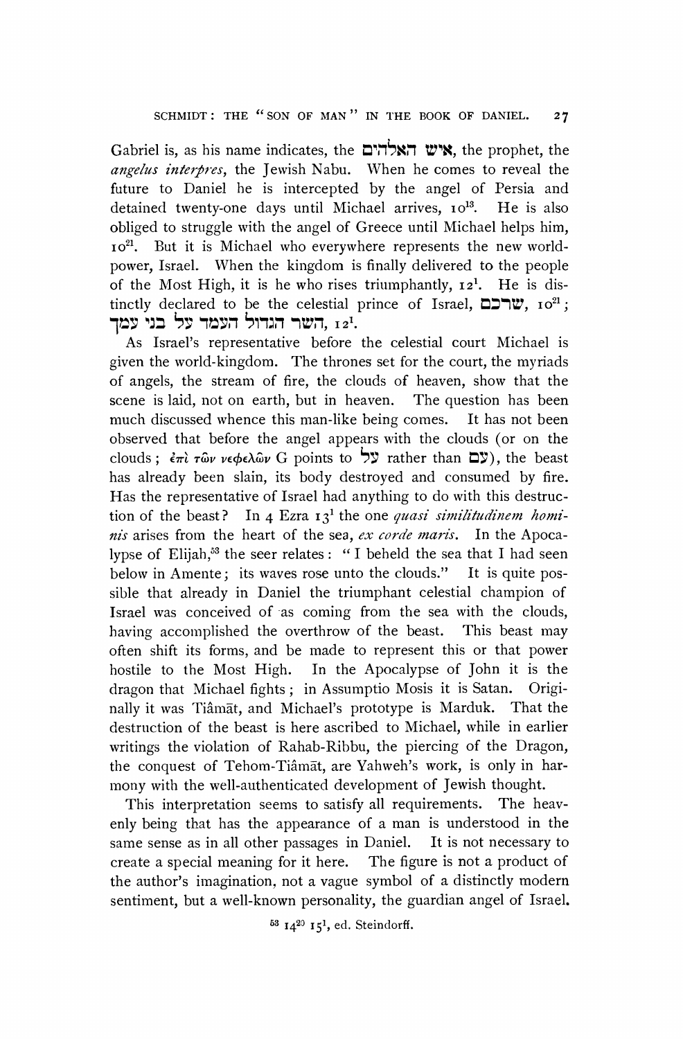Gabriel is, as his name indicates, the איש האלהים, the prophet, the *angelus interpres*, the Jewish Nabu. When he comes to reveal the future to Daniel he is intercepted by the angel of Persia and detained twenty-one days until Michael arrives, 10[13]. He is also obliged to struggle with the angel of Greece until Michael helps him, 10[21]. But it is Michael who everywhere represents the new world-power, Israel. When the kingdom is finally delivered to the people of the Most High, it is he who rises triumphantly, 12[1]. He is distinctly declared to be the celestial prince of Israel, שרכם, 10[21]; השר הגדול העמד על בני עמך, 12[1].

As Israel's representative before the celestial court Michael is given the world-kingdom. The thrones set for the court, the myriads of angels, the stream of fire, the clouds of heaven, show that the scene is laid, not on earth, but in heaven. The question has been much discussed whence this man-like being comes. It has not been observed that before the angel appears with the clouds (or on the clouds; ἐπὶ τῶν νεφελῶν G points to על rather than עם), the beast has already been slain, its body destroyed and consumed by fire. Has the representative of Israel had anything to do with this destruction of the beast? In 4 Ezra 13[1] the one *quasi similitudinem hominis* arises from the heart of the sea, *ex corde maris*. In the Apocalypse of Elijah,[53] the seer relates: "I beheld the sea that I had seen below in Amente; its waves rose unto the clouds." It is quite possible that already in Daniel the triumphant celestial champion of Israel was conceived of as coming from the sea with the clouds, having accomplished the overthrow of the beast. This beast may often shift its forms, and be made to represent this or that power hostile to the Most High. In the Apocalypse of John it is the dragon that Michael fights; in Assumptio Mosis it is Satan. Originally it was Tiâmât, and Michael's prototype is Marduk. That the destruction of the beast is here ascribed to Michael, while in earlier writings the violation of Rahab-Ribbu, the piercing of the Dragon, the conquest of Tehom-Tiâmât, are Yahweh's work, is only in harmony with the well-authenticated development of Jewish thought.

This interpretation seems to satisfy all requirements. The heavenly being that has the appearance of a man is understood in the same sense as in all other passages in Daniel. It is not necessary to create a special meaning for it here. The figure is not a product of the author's imagination, not a vague symbol of a distinctly modern sentiment, but a well-known personality, the guardian angel of Israel.

[53] 14[20] 15[1], ed. Steindorff.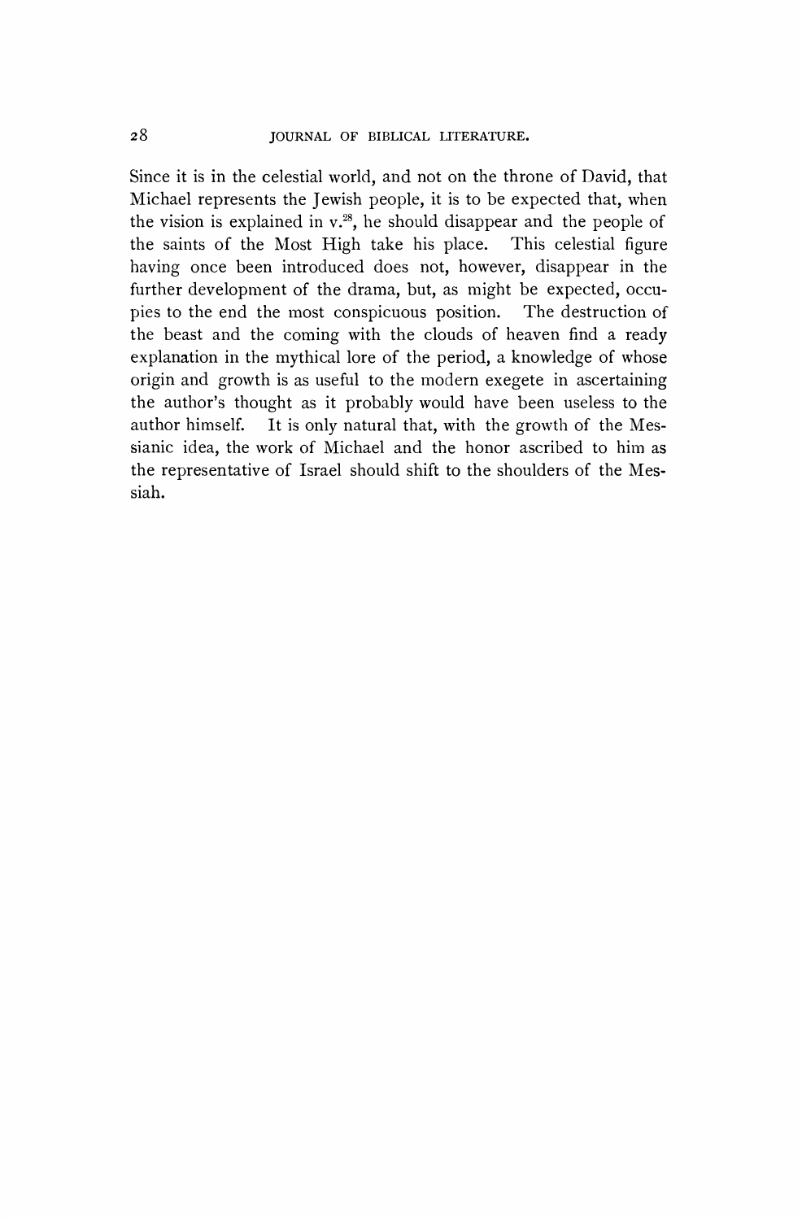Since it is in the celestial world, and not on the throne of David, that Michael represents the Jewish people, it is to be expected that, when the vision is explained in v.[28], he should disappear and the people of the saints of the Most High take his place. This celestial figure having once been introduced does not, however, disappear in the further development of the drama, but, as might be expected, occupies to the end the most conspicuous position. The destruction of the beast and the coming with the clouds of heaven find a ready explanation in the mythical lore of the period, a knowledge of whose origin and growth is as useful to the modern exegete in ascertaining the author's thought as it probably would have been useless to the author himself. It is only natural that, with the growth of the Messianic idea, the work of Michael and the honor ascribed to him as the representative of Israel should shift to the shoulders of the Messiah.